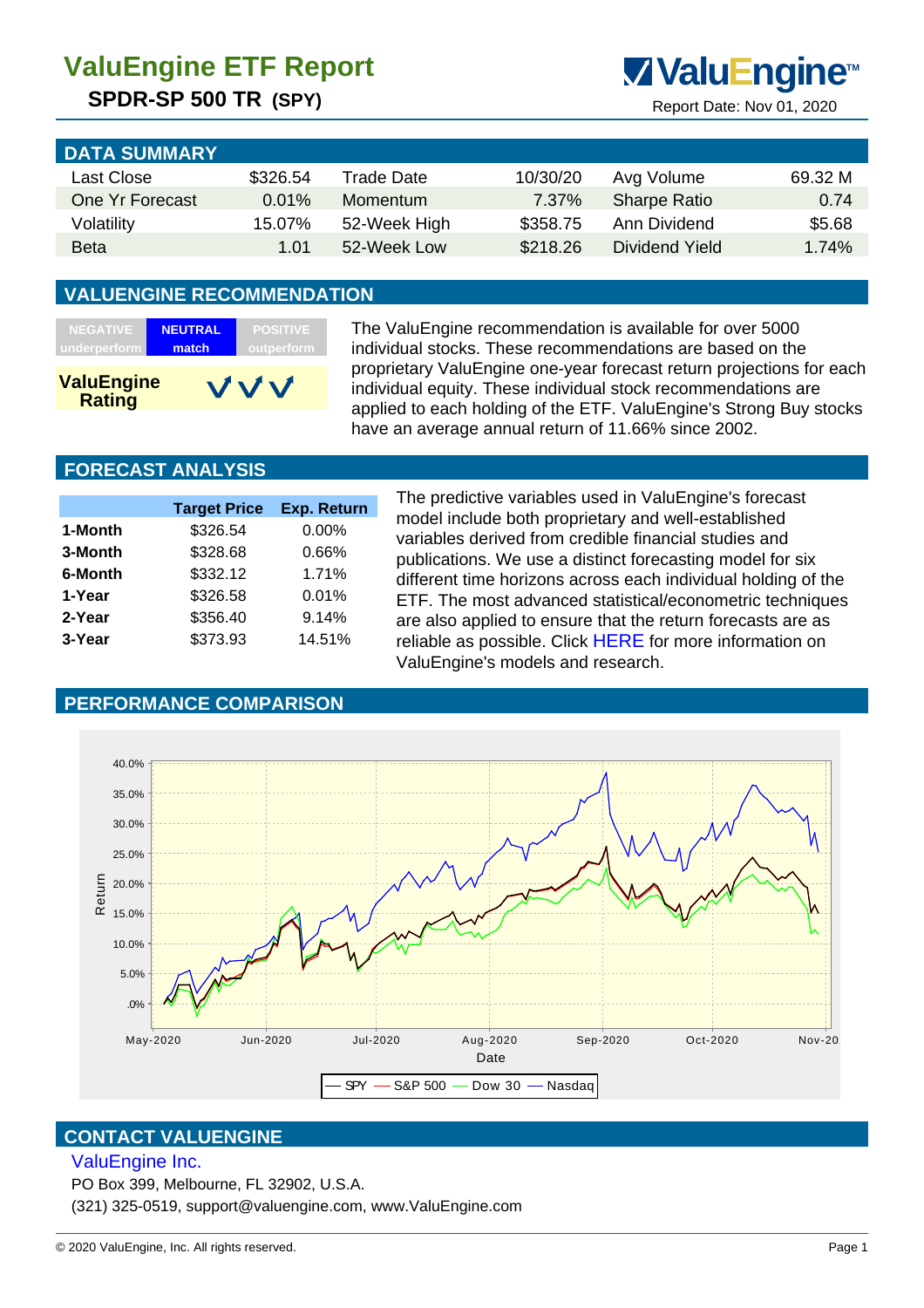# ValuEngine ETF Report

## SPDR-SP 500 TR (SPY)

ValuEngine™

Report Date: Nov 01, 2020

## DATA SUMMARY

| | | | | | |
|---|---|---|---|---|---|
| Last Close | $326.54 | Trade Date | 10/30/20 | Avg Volume | 69.32 M |
| One Yr Forecast | 0.01% | Momentum | 7.37% | Sharpe Ratio | 0.74 |
| Volatility | 15.07% | 52-Week High | $358.75 | Ann Dividend | $5.68 |
| Beta | 1.01 | 52-Week Low | $218.26 | Dividend Yield | 1.74% |

## VALUENGINE RECOMMENDATION

| NEGATIVE underperform | NEUTRAL match | POSITIVE outperform |
|---|---|---|

**ValuEngine Rating** ✓✓✓

The ValuEngine recommendation is available for over 5000 individual stocks. These recommendations are based on the proprietary ValuEngine one-year forecast return projections for each individual equity. These individual stock recommendations are applied to each holding of the ETF. ValuEngine's Strong Buy stocks have an average annual return of 11.66% since 2002.

## FORECAST ANALYSIS

| | Target Price | Exp. Return |
|---|---|---|
| **1-Month** | $326.54 | 0.00% |
| **3-Month** | $328.68 | 0.66% |
| **6-Month** | $332.12 | 1.71% |
| **1-Year** | $326.58 | 0.01% |
| **2-Year** | $356.40 | 9.14% |
| **3-Year** | $373.93 | 14.51% |

The predictive variables used in ValuEngine's forecast model include both proprietary and well-established variables derived from credible financial studies and publications. We use a distinct forecasting model for six different time horizons across each individual holding of the ETF. The most advanced statistical/econometric techniques are also applied to ensure that the return forecasts are as reliable as possible. Click HERE for more information on ValuEngine's models and research.

## PERFORMANCE COMPARISON

Return (0.0% – 40.0%) vs. Date (May-2020 – Nov-2020)

Legend: SPY, S&P 500, Dow 30, Nasdaq

## CONTACT VALUENGINE

ValuEngine Inc.

PO Box 399, Melbourne, FL 32902, U.S.A.

(321) 325-0519, support@valuengine.com, www.ValuEngine.com

© 2020 ValuEngine, Inc. All rights reserved.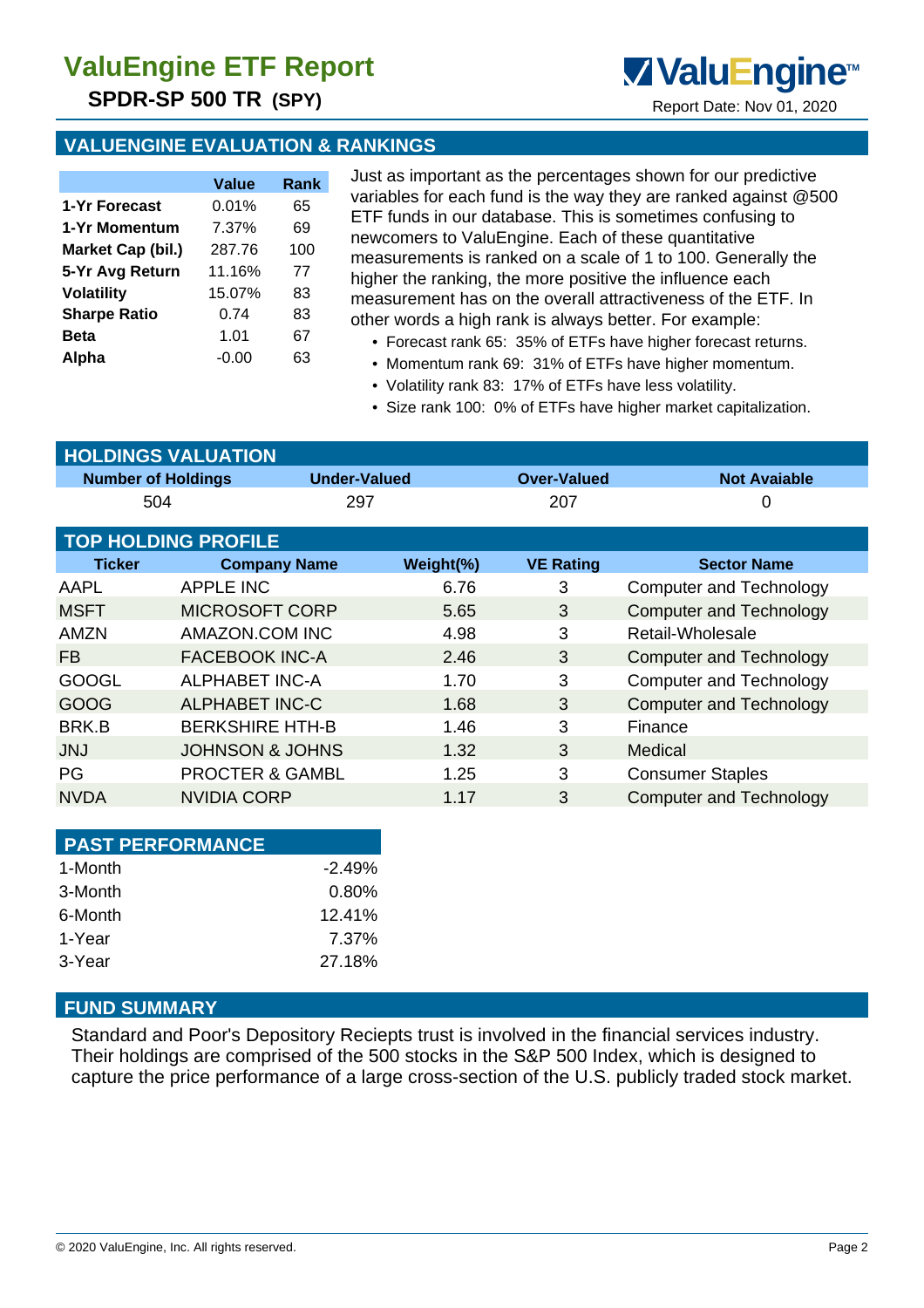# ValuEngine ETF Report

## SPDR-SP 500 TR (SPY)

Report Date: Nov 01, 2020

## VALUENGINE EVALUATION & RANKINGS

| | Value | Rank |
|---|---|---|
| **1-Yr Forecast** | 0.01% | 65 |
| **1-Yr Momentum** | 7.37% | 69 |
| **Market Cap (bil.)** | 287.76 | 100 |
| **5-Yr Avg Return** | 11.16% | 77 |
| **Volatility** | 15.07% | 83 |
| **Sharpe Ratio** | 0.74 | 83 |
| **Beta** | 1.01 | 67 |
| **Alpha** | -0.00 | 63 |

Just as important as the percentages shown for our predictive variables for each fund is the way they are ranked against @500 ETF funds in our database. This is sometimes confusing to newcomers to ValuEngine. Each of these quantitative measurements is ranked on a scale of 1 to 100. Generally the higher the ranking, the more positive the influence each measurement has on the overall attractiveness of the ETF. In other words a high rank is always better. For example:

- Forecast rank 65: 35% of ETFs have higher forecast returns.
- Momentum rank 69: 31% of ETFs have higher momentum.
- Volatility rank 83: 17% of ETFs have less volatility.
- Size rank 100: 0% of ETFs have higher market capitalization.

## HOLDINGS VALUATION

| Number of Holdings | Under-Valued | Over-Valued | Not Avaiable |
|---|---|---|---|
| 504 | 297 | 207 | 0 |

## TOP HOLDING PROFILE

| Ticker | Company Name | Weight(%) | VE Rating | Sector Name |
|---|---|---|---|---|
| AAPL | APPLE INC | 6.76 | 3 | Computer and Technology |
| MSFT | MICROSOFT CORP | 5.65 | 3 | Computer and Technology |
| AMZN | AMAZON.COM INC | 4.98 | 3 | Retail-Wholesale |
| FB | FACEBOOK INC-A | 2.46 | 3 | Computer and Technology |
| GOOGL | ALPHABET INC-A | 1.70 | 3 | Computer and Technology |
| GOOG | ALPHABET INC-C | 1.68 | 3 | Computer and Technology |
| BRK.B | BERKSHIRE HTH-B | 1.46 | 3 | Finance |
| JNJ | JOHNSON & JOHNS | 1.32 | 3 | Medical |
| PG | PROCTER & GAMBL | 1.25 | 3 | Consumer Staples |
| NVDA | NVIDIA CORP | 1.17 | 3 | Computer and Technology |

## PAST PERFORMANCE

| | |
|---|---|
| 1-Month | -2.49% |
| 3-Month | 0.80% |
| 6-Month | 12.41% |
| 1-Year | 7.37% |
| 3-Year | 27.18% |

## FUND SUMMARY

Standard and Poor's Depository Reciepts trust is involved in the financial services industry. Their holdings are comprised of the 500 stocks in the S&P 500 Index, which is designed to capture the price performance of a large cross-section of the U.S. publicly traded stock market.

© 2020 ValuEngine, Inc. All rights reserved.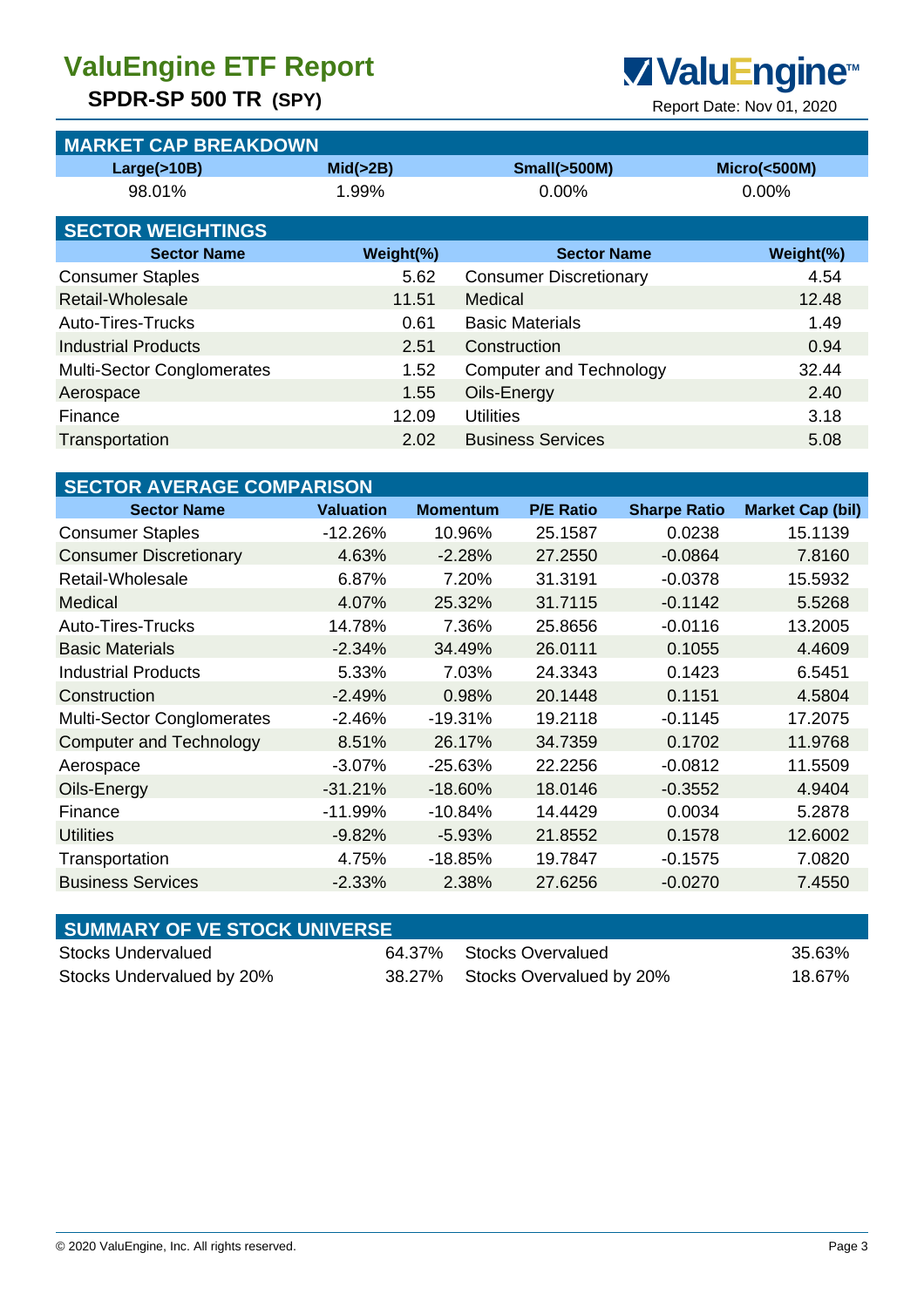# ValuEngine ETF Report

**SPDR-SP 500 TR (SPY)**

Report Date: Nov 01, 2020

## MARKET CAP BREAKDOWN

| Large(>10B) | Mid(>2B) | Small(>500M) | Micro(<500M) |
|---|---|---|---|
| 98.01% | 1.99% | 0.00% | 0.00% |

## SECTOR WEIGHTINGS

| Sector Name | Weight(%) | Sector Name | Weight(%) |
|---|---|---|---|
| Consumer Staples | 5.62 | Consumer Discretionary | 4.54 |
| Retail-Wholesale | 11.51 | Medical | 12.48 |
| Auto-Tires-Trucks | 0.61 | Basic Materials | 1.49 |
| Industrial Products | 2.51 | Construction | 0.94 |
| Multi-Sector Conglomerates | 1.52 | Computer and Technology | 32.44 |
| Aerospace | 1.55 | Oils-Energy | 2.40 |
| Finance | 12.09 | Utilities | 3.18 |
| Transportation | 2.02 | Business Services | 5.08 |

## SECTOR AVERAGE COMPARISON

| Sector Name | Valuation | Momentum | P/E Ratio | Sharpe Ratio | Market Cap (bil) |
|---|---|---|---|---|---|
| Consumer Staples | -12.26% | 10.96% | 25.1587 | 0.0238 | 15.1139 |
| Consumer Discretionary | 4.63% | -2.28% | 27.2550 | -0.0864 | 7.8160 |
| Retail-Wholesale | 6.87% | 7.20% | 31.3191 | -0.0378 | 15.5932 |
| Medical | 4.07% | 25.32% | 31.7115 | -0.1142 | 5.5268 |
| Auto-Tires-Trucks | 14.78% | 7.36% | 25.8656 | -0.0116 | 13.2005 |
| Basic Materials | -2.34% | 34.49% | 26.0111 | 0.1055 | 4.4609 |
| Industrial Products | 5.33% | 7.03% | 24.3343 | 0.1423 | 6.5451 |
| Construction | -2.49% | 0.98% | 20.1448 | 0.1151 | 4.5804 |
| Multi-Sector Conglomerates | -2.46% | -19.31% | 19.2118 | -0.1145 | 17.2075 |
| Computer and Technology | 8.51% | 26.17% | 34.7359 | 0.1702 | 11.9768 |
| Aerospace | -3.07% | -25.63% | 22.2256 | -0.0812 | 11.5509 |
| Oils-Energy | -31.21% | -18.60% | 18.0146 | -0.3552 | 4.9404 |
| Finance | -11.99% | -10.84% | 14.4429 | 0.0034 | 5.2878 |
| Utilities | -9.82% | -5.93% | 21.8552 | 0.1578 | 12.6002 |
| Transportation | 4.75% | -18.85% | 19.7847 | -0.1575 | 7.0820 |
| Business Services | -2.33% | 2.38% | 27.6256 | -0.0270 | 7.4550 |

## SUMMARY OF VE STOCK UNIVERSE

| | | | |
|---|---|---|---|
| Stocks Undervalued | 64.37% | Stocks Overvalued | 35.63% |
| Stocks Undervalued by 20% | 38.27% | Stocks Overvalued by 20% | 18.67% |

© 2020 ValuEngine, Inc. All rights reserved.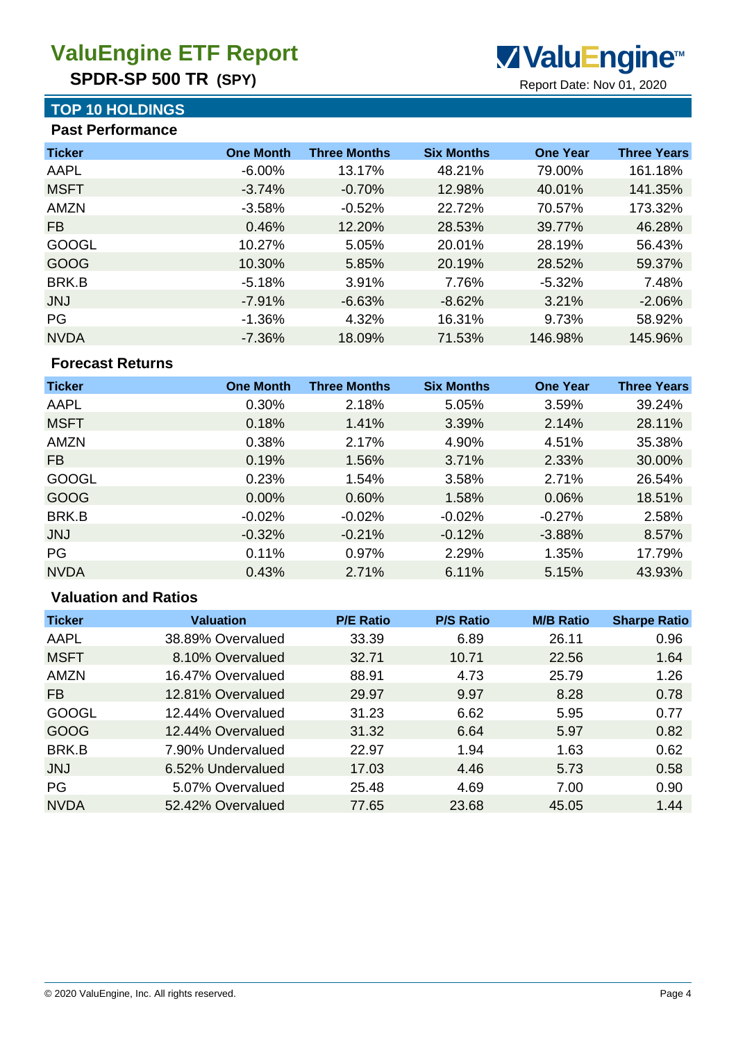# ValuEngine ETF Report

**SPDR-SP 500 TR (SPY)**

Report Date: Nov 01, 2020

## TOP 10 HOLDINGS

### Past Performance

| Ticker | One Month | Three Months | Six Months | One Year | Three Years |
|---|---|---|---|---|---|
| AAPL | -6.00% | 13.17% | 48.21% | 79.00% | 161.18% |
| MSFT | -3.74% | -0.70% | 12.98% | 40.01% | 141.35% |
| AMZN | -3.58% | -0.52% | 22.72% | 70.57% | 173.32% |
| FB | 0.46% | 12.20% | 28.53% | 39.77% | 46.28% |
| GOOGL | 10.27% | 5.05% | 20.01% | 28.19% | 56.43% |
| GOOG | 10.30% | 5.85% | 20.19% | 28.52% | 59.37% |
| BRK.B | -5.18% | 3.91% | 7.76% | -5.32% | 7.48% |
| JNJ | -7.91% | -6.63% | -8.62% | 3.21% | -2.06% |
| PG | -1.36% | 4.32% | 16.31% | 9.73% | 58.92% |
| NVDA | -7.36% | 18.09% | 71.53% | 146.98% | 145.96% |

### Forecast Returns

| Ticker | One Month | Three Months | Six Months | One Year | Three Years |
|---|---|---|---|---|---|
| AAPL | 0.30% | 2.18% | 5.05% | 3.59% | 39.24% |
| MSFT | 0.18% | 1.41% | 3.39% | 2.14% | 28.11% |
| AMZN | 0.38% | 2.17% | 4.90% | 4.51% | 35.38% |
| FB | 0.19% | 1.56% | 3.71% | 2.33% | 30.00% |
| GOOGL | 0.23% | 1.54% | 3.58% | 2.71% | 26.54% |
| GOOG | 0.00% | 0.60% | 1.58% | 0.06% | 18.51% |
| BRK.B | -0.02% | -0.02% | -0.02% | -0.27% | 2.58% |
| JNJ | -0.32% | -0.21% | -0.12% | -3.88% | 8.57% |
| PG | 0.11% | 0.97% | 2.29% | 1.35% | 17.79% |
| NVDA | 0.43% | 2.71% | 6.11% | 5.15% | 43.93% |

### Valuation and Ratios

| Ticker | Valuation | P/E Ratio | P/S Ratio | M/B Ratio | Sharpe Ratio |
|---|---|---|---|---|---|
| AAPL | 38.89% Overvalued | 33.39 | 6.89 | 26.11 | 0.96 |
| MSFT | 8.10% Overvalued | 32.71 | 10.71 | 22.56 | 1.64 |
| AMZN | 16.47% Overvalued | 88.91 | 4.73 | 25.79 | 1.26 |
| FB | 12.81% Overvalued | 29.97 | 9.97 | 8.28 | 0.78 |
| GOOGL | 12.44% Overvalued | 31.23 | 6.62 | 5.95 | 0.77 |
| GOOG | 12.44% Overvalued | 31.32 | 6.64 | 5.97 | 0.82 |
| BRK.B | 7.90% Undervalued | 22.97 | 1.94 | 1.63 | 0.62 |
| JNJ | 6.52% Undervalued | 17.03 | 4.46 | 5.73 | 0.58 |
| PG | 5.07% Overvalued | 25.48 | 4.69 | 7.00 | 0.90 |
| NVDA | 52.42% Overvalued | 77.65 | 23.68 | 45.05 | 1.44 |

© 2020 ValuEngine, Inc. All rights reserved.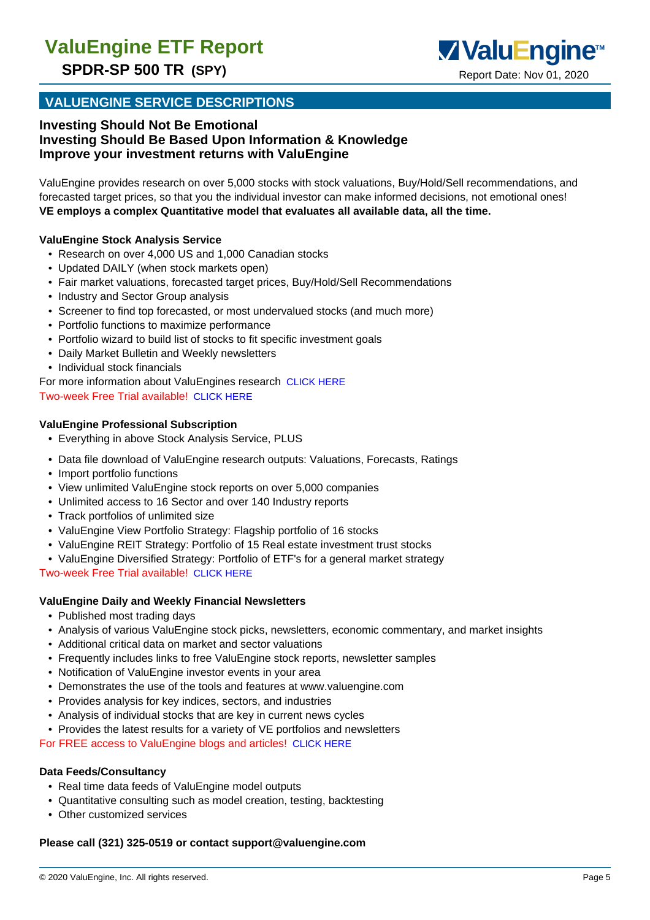## VALUENGINE SERVICE DESCRIPTIONS

### Investing Should Not Be Emotional
### Investing Should Be Based Upon Information & Knowledge
### Improve your investment returns with ValuEngine

ValuEngine provides research on over 5,000 stocks with stock valuations, Buy/Hold/Sell recommendations, and forecasted target prices, so that you the individual investor can make informed decisions, not emotional ones!
**VE employs a complex Quantitative model that evaluates all available data, all the time.**

**ValuEngine Stock Analysis Service**

- Research on over 4,000 US and 1,000 Canadian stocks
- Updated DAILY (when stock markets open)
- Fair market valuations, forecasted target prices, Buy/Hold/Sell Recommendations
- Industry and Sector Group analysis
- Screener to find top forecasted, or most undervalued stocks (and much more)
- Portfolio functions to maximize performance
- Portfolio wizard to build list of stocks to fit specific investment goals
- Daily Market Bulletin and Weekly newsletters
- Individual stock financials

For more information about ValuEngines research CLICK HERE
Two-week Free Trial available! CLICK HERE

**ValuEngine Professional Subscription**

- Everything in above Stock Analysis Service, PLUS
- Data file download of ValuEngine research outputs: Valuations, Forecasts, Ratings
- Import portfolio functions
- View unlimited ValuEngine stock reports on over 5,000 companies
- Unlimited access to 16 Sector and over 140 Industry reports
- Track portfolios of unlimited size
- ValuEngine View Portfolio Strategy: Flagship portfolio of 16 stocks
- ValuEngine REIT Strategy: Portfolio of 15 Real estate investment trust stocks
- ValuEngine Diversified Strategy: Portfolio of ETF's for a general market strategy

Two-week Free Trial available! CLICK HERE

**ValuEngine Daily and Weekly Financial Newsletters**

- Published most trading days
- Analysis of various ValuEngine stock picks, newsletters, economic commentary, and market insights
- Additional critical data on market and sector valuations
- Frequently includes links to free ValuEngine stock reports, newsletter samples
- Notification of ValuEngine investor events in your area
- Demonstrates the use of the tools and features at www.valuengine.com
- Provides analysis for key indices, sectors, and industries
- Analysis of individual stocks that are key in current news cycles
- Provides the latest results for a variety of VE portfolios and newsletters

For FREE access to ValuEngine blogs and articles! CLICK HERE

**Data Feeds/Consultancy**

- Real time data feeds of ValuEngine model outputs
- Quantitative consulting such as model creation, testing, backtesting
- Other customized services

**Please call (321) 325-0519 or contact support@valuengine.com**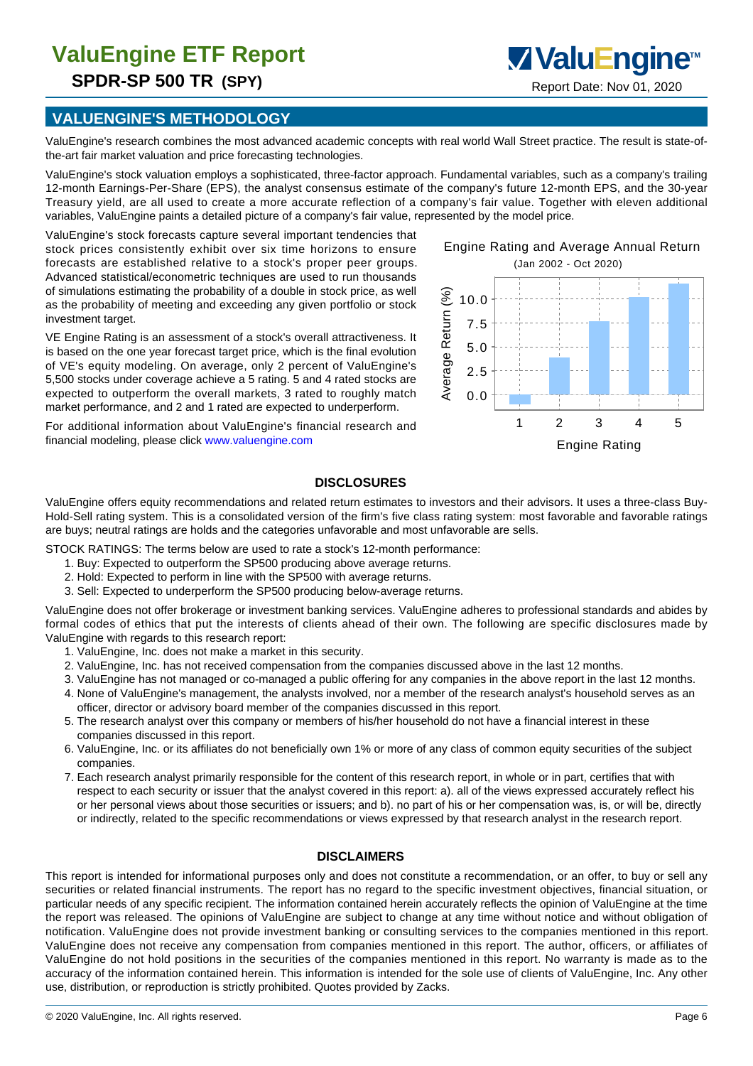# ValuEngine ETF Report

## SPDR-SP 500 TR (SPY)

Report Date: Nov 01, 2020

## VALUENGINE'S METHODOLOGY

ValuEngine's research combines the most advanced academic concepts with real world Wall Street practice. The result is state-of-the-art fair market valuation and price forecasting technologies.

ValuEngine's stock valuation employs a sophisticated, three-factor approach. Fundamental variables, such as a company's trailing 12-month Earnings-Per-Share (EPS), the analyst consensus estimate of the company's future 12-month EPS, and the 30-year Treasury yield, are all used to create a more accurate reflection of a company's fair value. Together with eleven additional variables, ValuEngine paints a detailed picture of a company's fair value, represented by the model price.

ValuEngine's stock forecasts capture several important tendencies that stock prices consistently exhibit over six time horizons to ensure forecasts are established relative to a stock's proper peer groups. Advanced statistical/econometric techniques are used to run thousands of simulations estimating the probability of a double in stock price, as well as the probability of meeting and exceeding any given portfolio or stock investment target.

VE Engine Rating is an assessment of a stock's overall attractiveness. It is based on the one year forecast target price, which is the final evolution of VE's equity modeling. On average, only 2 percent of ValuEngine's 5,500 stocks under coverage achieve a 5 rating. 5 and 4 rated stocks are expected to outperform the overall markets, 3 rated to roughly match market performance, and 2 and 1 rated are expected to underperform.

For additional information about ValuEngine's financial research and financial modeling, please click www.valuengine.com

Engine Rating and Average Annual Return
(Jan 2002 - Oct 2020)
Average Return (%)
10.0
7.5
5.0
2.5
0.0
1 2 3 4 5
Engine Rating

### DISCLOSURES

ValuEngine offers equity recommendations and related return estimates to investors and their advisors. It uses a three-class Buy-Hold-Sell rating system. This is a consolidated version of the firm's five class rating system: most favorable and favorable ratings are buys; neutral ratings are holds and the categories unfavorable and most unfavorable are sells.

STOCK RATINGS: The terms below are used to rate a stock's 12-month performance:

1. Buy: Expected to outperform the SP500 producing above average returns.
2. Hold: Expected to perform in line with the SP500 with average returns.
3. Sell: Expected to underperform the SP500 producing below-average returns.

ValuEngine does not offer brokerage or investment banking services. ValuEngine adheres to professional standards and abides by formal codes of ethics that put the interests of clients ahead of their own. The following are specific disclosures made by ValuEngine with regards to this research report:

1. ValuEngine, Inc. does not make a market in this security.
2. ValuEngine, Inc. has not received compensation from the companies discussed above in the last 12 months.
3. ValuEngine has not managed or co-managed a public offering for any companies in the above report in the last 12 months.
4. None of ValuEngine's management, the analysts involved, nor a member of the research analyst's household serves as an officer, director or advisory board member of the companies discussed in this report.
5. The research analyst over this company or members of his/her household do not have a financial interest in these companies discussed in this report.
6. ValuEngine, Inc. or its affiliates do not beneficially own 1% or more of any class of common equity securities of the subject companies.
7. Each research analyst primarily responsible for the content of this research report, in whole or in part, certifies that with respect to each security or issuer that the analyst covered in this report: a). all of the views expressed accurately reflect his or her personal views about those securities or issuers; and b). no part of his or her compensation was, is, or will be, directly or indirectly, related to the specific recommendations or views expressed by that research analyst in the research report.

### DISCLAIMERS

This report is intended for informational purposes only and does not constitute a recommendation, or an offer, to buy or sell any securities or related financial instruments. The report has no regard to the specific investment objectives, financial situation, or particular needs of any specific recipient. The information contained herein accurately reflects the opinion of ValuEngine at the time the report was released. The opinions of ValuEngine are subject to change at any time without notice and without obligation of notification. ValuEngine does not provide investment banking or consulting services to the companies mentioned in this report. ValuEngine does not receive any compensation from companies mentioned in this report. The author, officers, or affiliates of ValuEngine do not hold positions in the securities of the companies mentioned in this report. No warranty is made as to the accuracy of the information contained herein. This information is intended for the sole use of clients of ValuEngine, Inc. Any other use, distribution, or reproduction is strictly prohibited. Quotes provided by Zacks.

© 2020 ValuEngine, Inc. All rights reserved.